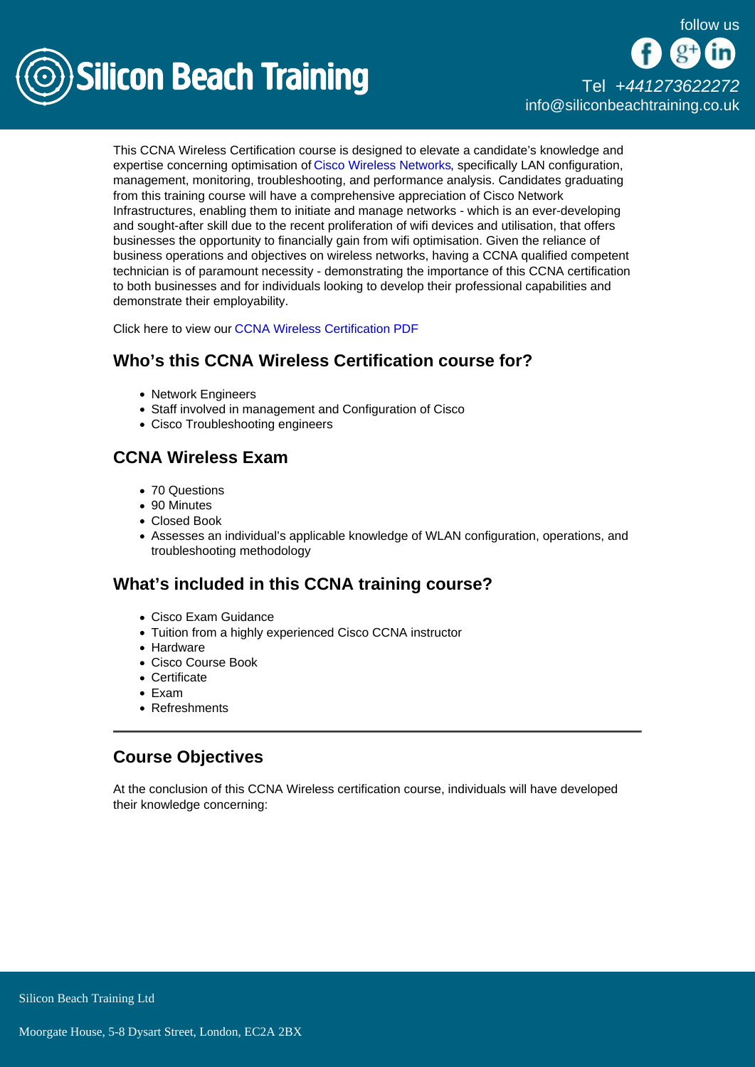This CCNA Wireless Certification course is designed to elevate a candidate's knowledge and expertise concerning optimisation of Cisco Wireless Networks, specifically LAN configuration, management, monitoring, troubleshooting, and performance analysis. Candidates graduating from this training course will have a comprehensive appreciation of Cisco Network Infrastructures, enabling them to initiate and manage networks - which is an ever-developing and sought-after skill due to the recent proliferation of wifi devices and utilisation, that offers businesses the opportunity to financially gain from wifi optimisation. Given the reliance of business operations and objectives on wireless networks, having a CCNA qualified competent technician is of paramount necessity - demonstrating the importance of this CCNA certification to both businesses and for individuals looking to develop their professional capabilities and demonstrate their employability.

Click here to view our CCNA Wireless Certification PDF

## Who's this CCNA Wireless Certification course for?

- Network Engineers
- Staff involved in management and Configuration of Cisco
- Cisco Troubleshooting engineers

## CCNA Wireless Exam

- 70 Questions
- 90 Minutes
- Closed Book
- Assesses an individual's applicable knowledge of WLAN configuration, operations, and troubleshooting methodology

## What's included in this CCNA training course?

- Cisco Exam Guidance
- Tuition from a highly experienced Cisco CCNA instructor
- Hardware
- Cisco Course Book
- Certificate
- Exam
- Refreshments

---

## Course Objectives

At the conclusion of this CCNA Wireless certification course, individuals will have developed their knowledge concerning: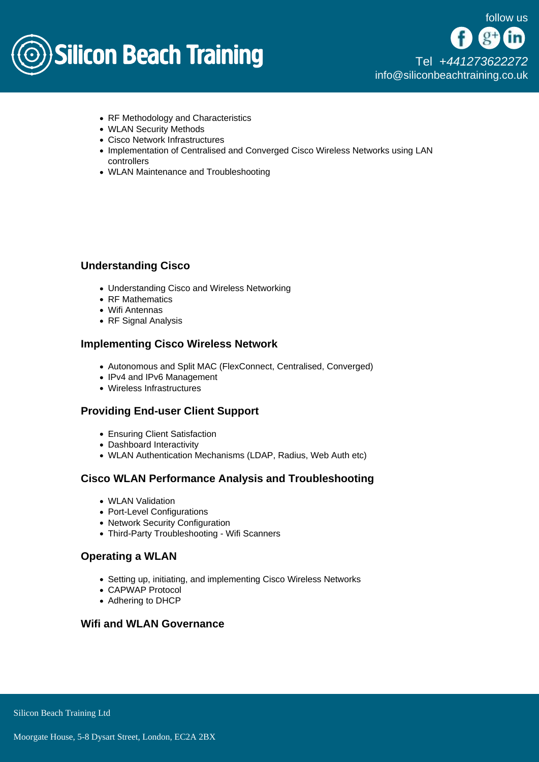- RF Methodology and Characteristics
- WLAN Security Methods
- Cisco Network Infrastructures
- Implementation of Centralised and Converged Cisco Wireless Networks using LAN controllers
- WLAN Maintenance and Troubleshooting

### Understanding Cisco

- Understanding Cisco and Wireless Networking
- RF Mathematics
- Wifi Antennas
- RF Signal Analysis

### Implementing Cisco Wireless Network

- Autonomous and Split MAC (FlexConnect, Centralised, Converged)
- IPv4 and IPv6 Management
- Wireless Infrastructures

### Providing End-user Client Support

- Ensuring Client Satisfaction
- Dashboard Interactivity
- WLAN Authentication Mechanisms (LDAP, Radius, Web Auth etc)

### Cisco WLAN Performance Analysis and Troubleshooting

- WLAN Validation
- Port-Level Configurations
- Network Security Configuration
- Third-Party Troubleshooting - Wifi Scanners

### Operating a WLAN

- Setting up, initiating, and implementing Cisco Wireless Networks
- CAPWAP Protocol
- Adhering to DHCP

### Wifi and WLAN Governance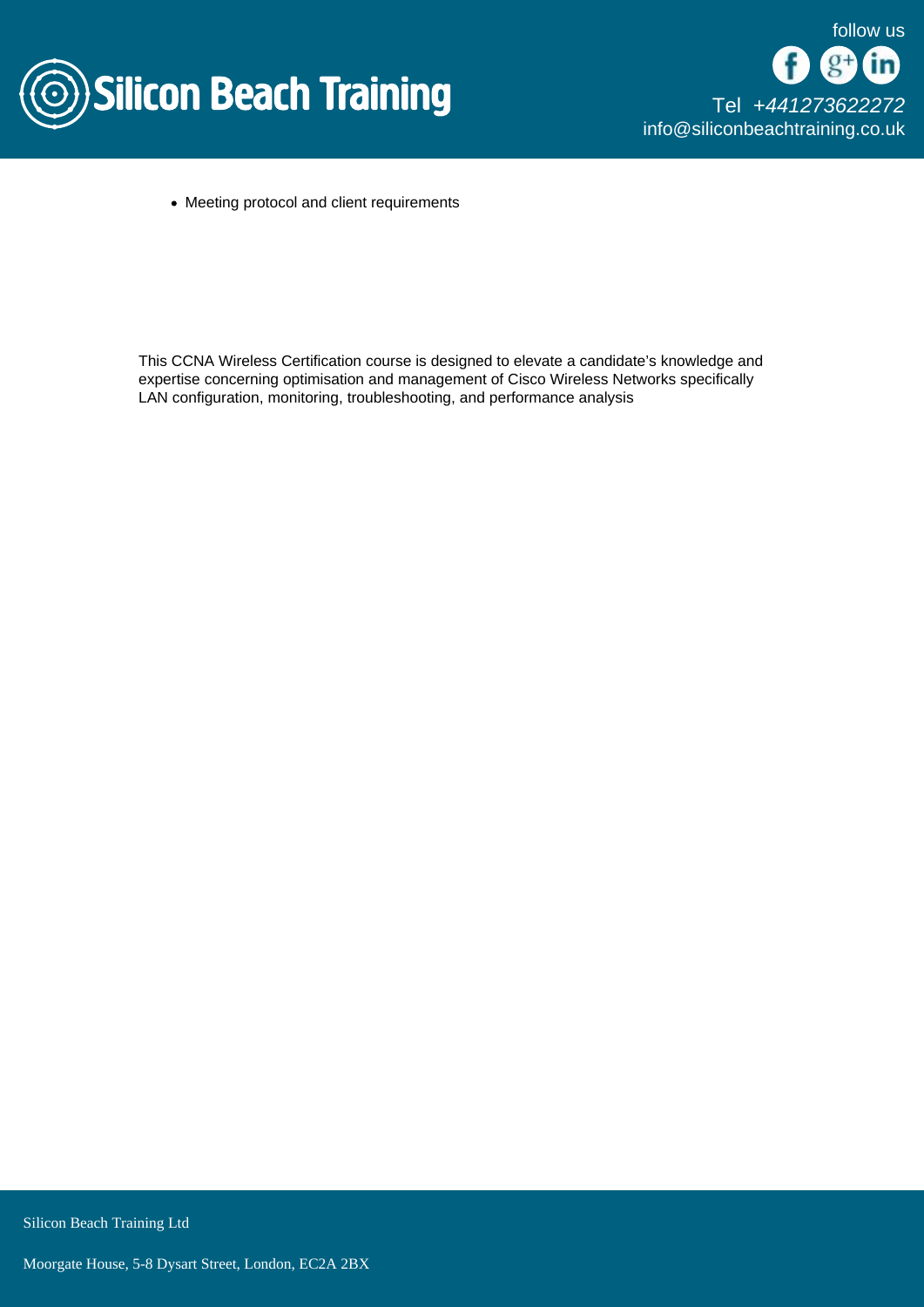- Meeting protocol and client requirements

This CCNA Wireless Certification course is designed to elevate a candidate's knowledge and expertise concerning optimisation and management of Cisco Wireless Networks specifically LAN configuration, monitoring, troubleshooting, and performance analysis